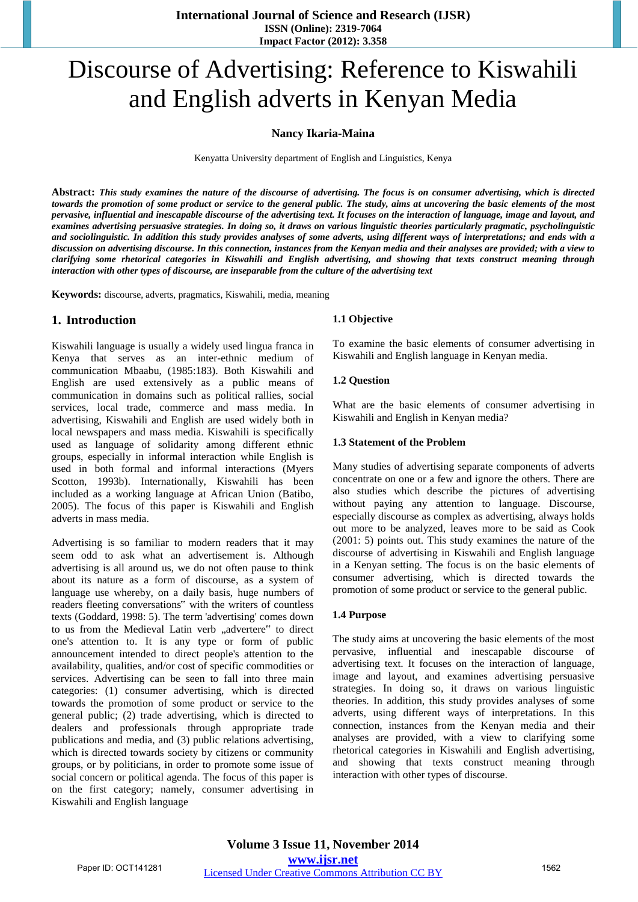# Discourse of Advertising: Reference to Kiswahili and English adverts in Kenyan Media

**Nancy Ikaria-Maina**

Kenyatta University department of English and Linguistics, Kenya

**Abstract:** ***This study examines the nature of the discourse of advertising. The focus is on consumer advertising, which is directed towards the promotion of some product or service to the general public. The study, aims at uncovering the basic elements of the most pervasive, influential and inescapable discourse of the advertising text. It focuses on the interaction of language, image and layout, and examines advertising persuasive strategies. In doing so, it draws on various linguistic theories particularly pragmatic, psycholinguistic and sociolinguistic. In addition this study provides analyses of some adverts, using different ways of interpretations; and ends with a discussion on advertising discourse. In this connection, instances from the Kenyan media and their analyses are provided; with a view to clarifying some rhetorical categories in Kiswahili and English advertising, and showing that texts construct meaning through interaction with other types of discourse, are inseparable from the culture of the advertising text***

**Keywords:** discourse, adverts, pragmatics, Kiswahili, media, meaning

## 1. Introduction

Kiswahili language is usually a widely used lingua franca in Kenya that serves as an inter-ethnic medium of communication Mbaabu, (1985:183). Both Kiswahili and English are used extensively as a public means of communication in domains such as political rallies, social services, local trade, commerce and mass media. In advertising, Kiswahili and English are used widely both in local newspapers and mass media. Kiswahili is specifically used as language of solidarity among different ethnic groups, especially in informal interaction while English is used in both formal and informal interactions (Myers Scotton, 1993b). Internationally, Kiswahili has been included as a working language at African Union (Batibo, 2005). The focus of this paper is Kiswahili and English adverts in mass media.

Advertising is so familiar to modern readers that it may seem odd to ask what an advertisement is. Although advertising is all around us, we do not often pause to think about its nature as a form of discourse, as a system of language use whereby, on a daily basis, huge numbers of readers fleeting conversations" with the writers of countless texts (Goddard, 1998: 5). The term 'advertising' comes down to us from the Medieval Latin verb „advertere" to direct one's attention to. It is any type or form of public announcement intended to direct people's attention to the availability, qualities, and/or cost of specific commodities or services. Advertising can be seen to fall into three main categories: (1) consumer advertising, which is directed towards the promotion of some product or service to the general public; (2) trade advertising, which is directed to dealers and professionals through appropriate trade publications and media, and (3) public relations advertising, which is directed towards society by citizens or community groups, or by politicians, in order to promote some issue of social concern or political agenda. The focus of this paper is on the first category; namely, consumer advertising in Kiswahili and English language

### 1.1 Objective

To examine the basic elements of consumer advertising in Kiswahili and English language in Kenyan media.

### 1.2 Question

What are the basic elements of consumer advertising in Kiswahili and English in Kenyan media?

### 1.3 Statement of the Problem

Many studies of advertising separate components of adverts concentrate on one or a few and ignore the others. There are also studies which describe the pictures of advertising without paying any attention to language. Discourse, especially discourse as complex as advertising, always holds out more to be analyzed, leaves more to be said as Cook (2001: 5) points out. This study examines the nature of the discourse of advertising in Kiswahili and English language in a Kenyan setting. The focus is on the basic elements of consumer advertising, which is directed towards the promotion of some product or service to the general public.

### 1.4 Purpose

The study aims at uncovering the basic elements of the most pervasive, influential and inescapable discourse of advertising text. It focuses on the interaction of language, image and layout, and examines advertising persuasive strategies. In doing so, it draws on various linguistic theories. In addition, this study provides analyses of some adverts, using different ways of interpretations. In this connection, instances from the Kenyan media and their analyses are provided, with a view to clarifying some rhetorical categories in Kiswahili and English advertising, and showing that texts construct meaning through interaction with other types of discourse.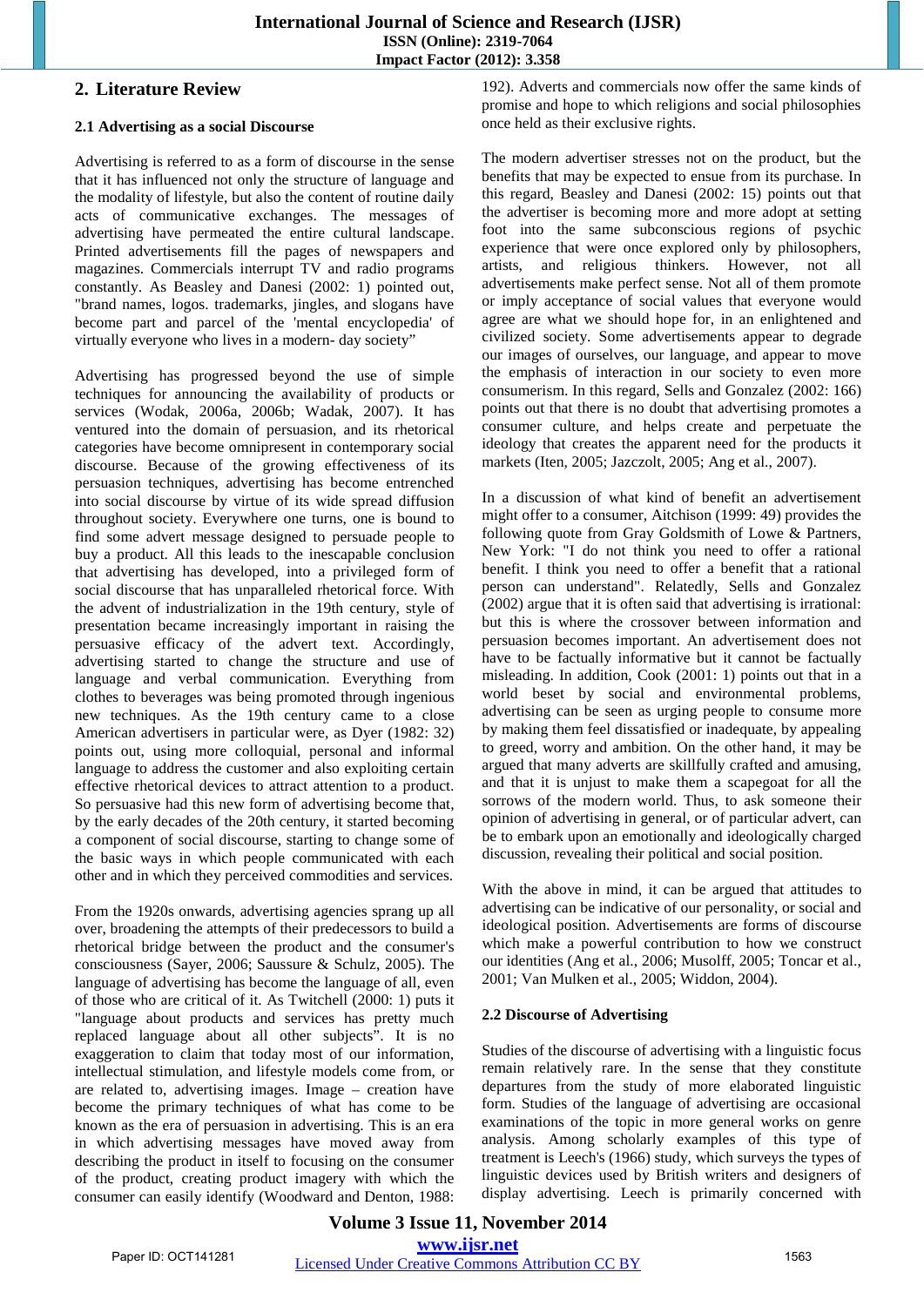## 2. Literature Review

### 2.1 Advertising as a social Discourse

Advertising is referred to as a form of discourse in the sense that it has influenced not only the structure of language and the modality of lifestyle, but also the content of routine daily acts of communicative exchanges. The messages of advertising have permeated the entire cultural landscape. Printed advertisements fill the pages of newspapers and magazines. Commercials interrupt TV and radio programs constantly. As Beasley and Danesi (2002: 1) pointed out, "brand names, logos. trademarks, jingles, and slogans have become part and parcel of the 'mental encyclopedia' of virtually everyone who lives in a modern- day society"

Advertising has progressed beyond the use of simple techniques for announcing the availability of products or services (Wodak, 2006a, 2006b; Wadak, 2007). It has ventured into the domain of persuasion, and its rhetorical categories have become omnipresent in contemporary social discourse. Because of the growing effectiveness of its persuasion techniques, advertising has become entrenched into social discourse by virtue of its wide spread diffusion throughout society. Everywhere one turns, one is bound to find some advert message designed to persuade people to buy a product. All this leads to the inescapable conclusion that advertising has developed, into a privileged form of social discourse that has unparalleled rhetorical force. With the advent of industrialization in the 19th century, style of presentation became increasingly important in raising the persuasive efficacy of the advert text. Accordingly, advertising started to change the structure and use of language and verbal communication. Everything from clothes to beverages was being promoted through ingenious new techniques. As the 19th century came to a close American advertisers in particular were, as Dyer (1982: 32) points out, using more colloquial, personal and informal language to address the customer and also exploiting certain effective rhetorical devices to attract attention to a product. So persuasive had this new form of advertising become that, by the early decades of the 20th century, it started becoming a component of social discourse, starting to change some of the basic ways in which people communicated with each other and in which they perceived commodities and services.

From the 1920s onwards, advertising agencies sprang up all over, broadening the attempts of their predecessors to build a rhetorical bridge between the product and the consumer's consciousness (Sayer, 2006; Saussure & Schulz, 2005). The language of advertising has become the language of all, even of those who are critical of it. As Twitchell (2000: 1) puts it "language about products and services has pretty much replaced language about all other subjects". It is no exaggeration to claim that today most of our information, intellectual stimulation, and lifestyle models come from, or are related to, advertising images. Image – creation have become the primary techniques of what has come to be known as the era of persuasion in advertising. This is an era in which advertising messages have moved away from describing the product in itself to focusing on the consumer of the product, creating product imagery with which the consumer can easily identify (Woodward and Denton, 1988: 192). Adverts and commercials now offer the same kinds of promise and hope to which religions and social philosophies once held as their exclusive rights.

The modern advertiser stresses not on the product, but the benefits that may be expected to ensue from its purchase. In this regard, Beasley and Danesi (2002: 15) points out that the advertiser is becoming more and more adopt at setting foot into the same subconscious regions of psychic experience that were once explored only by philosophers, artists, and religious thinkers. However, not all advertisements make perfect sense. Not all of them promote or imply acceptance of social values that everyone would agree are what we should hope for, in an enlightened and civilized society. Some advertisements appear to degrade our images of ourselves, our language, and appear to move the emphasis of interaction in our society to even more consumerism. In this regard, Sells and Gonzalez (2002: 166) points out that there is no doubt that advertising promotes a consumer culture, and helps create and perpetuate the ideology that creates the apparent need for the products it markets (Iten, 2005; Jazczolt, 2005; Ang et al., 2007).

In a discussion of what kind of benefit an advertisement might offer to a consumer, Aitchison (1999: 49) provides the following quote from Gray Goldsmith of Lowe & Partners, New York: "I do not think you need to offer a rational benefit. I think you need to offer a benefit that a rational person can understand". Relatedly, Sells and Gonzalez (2002) argue that it is often said that advertising is irrational: but this is where the crossover between information and persuasion becomes important. An advertisement does not have to be factually informative but it cannot be factually misleading. In addition, Cook (2001: 1) points out that in a world beset by social and environmental problems, advertising can be seen as urging people to consume more by making them feel dissatisfied or inadequate, by appealing to greed, worry and ambition. On the other hand, it may be argued that many adverts are skillfully crafted and amusing, and that it is unjust to make them a scapegoat for all the sorrows of the modern world. Thus, to ask someone their opinion of advertising in general, or of particular advert, can be to embark upon an emotionally and ideologically charged discussion, revealing their political and social position.

With the above in mind, it can be argued that attitudes to advertising can be indicative of our personality, or social and ideological position. Advertisements are forms of discourse which make a powerful contribution to how we construct our identities (Ang et al., 2006; Musolff, 2005; Toncar et al., 2001; Van Mulken et al., 2005; Widdon, 2004).

### 2.2 Discourse of Advertising

Studies of the discourse of advertising with a linguistic focus remain relatively rare. In the sense that they constitute departures from the study of more elaborated linguistic form. Studies of the language of advertising are occasional examinations of the topic in more general works on genre analysis. Among scholarly examples of this type of treatment is Leech's (1966) study, which surveys the types of linguistic devices used by British writers and designers of display advertising. Leech is primarily concerned with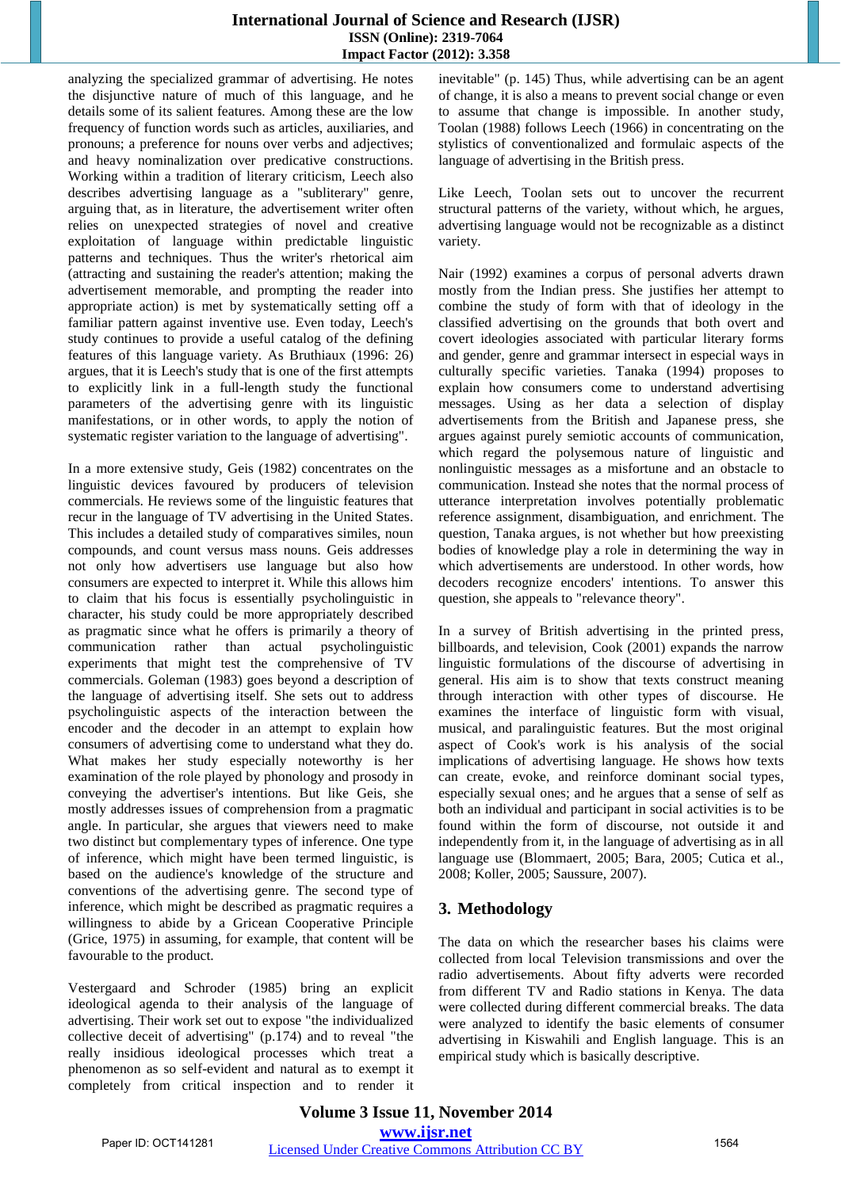analyzing the specialized grammar of advertising. He notes the disjunctive nature of much of this language, and he details some of its salient features. Among these are the low frequency of function words such as articles, auxiliaries, and pronouns; a preference for nouns over verbs and adjectives; and heavy nominalization over predicative constructions. Working within a tradition of literary criticism, Leech also describes advertising language as a "subliterary" genre, arguing that, as in literature, the advertisement writer often relies on unexpected strategies of novel and creative exploitation of language within predictable linguistic patterns and techniques. Thus the writer's rhetorical aim (attracting and sustaining the reader's attention; making the advertisement memorable, and prompting the reader into appropriate action) is met by systematically setting off a familiar pattern against inventive use. Even today, Leech's study continues to provide a useful catalog of the defining features of this language variety. As Bruthiaux (1996: 26) argues, that it is Leech's study that is one of the first attempts to explicitly link in a full-length study the functional parameters of the advertising genre with its linguistic manifestations, or in other words, to apply the notion of systematic register variation to the language of advertising".

In a more extensive study, Geis (1982) concentrates on the linguistic devices favoured by producers of television commercials. He reviews some of the linguistic features that recur in the language of TV advertising in the United States. This includes a detailed study of comparatives similes, noun compounds, and count versus mass nouns. Geis addresses not only how advertisers use language but also how consumers are expected to interpret it. While this allows him to claim that his focus is essentially psycholinguistic in character, his study could be more appropriately described as pragmatic since what he offers is primarily a theory of communication rather than actual psycholinguistic experiments that might test the comprehensive of TV commercials. Goleman (1983) goes beyond a description of the language of advertising itself. She sets out to address psycholinguistic aspects of the interaction between the encoder and the decoder in an attempt to explain how consumers of advertising come to understand what they do. What makes her study especially noteworthy is her examination of the role played by phonology and prosody in conveying the advertiser's intentions. But like Geis, she mostly addresses issues of comprehension from a pragmatic angle. In particular, she argues that viewers need to make two distinct but complementary types of inference. One type of inference, which might have been termed linguistic, is based on the audience's knowledge of the structure and conventions of the advertising genre. The second type of inference, which might be described as pragmatic requires a willingness to abide by a Gricean Cooperative Principle (Grice, 1975) in assuming, for example, that content will be favourable to the product.

Vestergaard and Schroder (1985) bring an explicit ideological agenda to their analysis of the language of advertising. Their work set out to expose "the individualized collective deceit of advertising" (p.174) and to reveal "the really insidious ideological processes which treat a phenomenon as so self-evident and natural as to exempt it completely from critical inspection and to render it inevitable" (p. 145) Thus, while advertising can be an agent of change, it is also a means to prevent social change or even to assume that change is impossible. In another study, Toolan (1988) follows Leech (1966) in concentrating on the stylistics of conventionalized and formulaic aspects of the language of advertising in the British press.

Like Leech, Toolan sets out to uncover the recurrent structural patterns of the variety, without which, he argues, advertising language would not be recognizable as a distinct variety.

Nair (1992) examines a corpus of personal adverts drawn mostly from the Indian press. She justifies her attempt to combine the study of form with that of ideology in the classified advertising on the grounds that both overt and covert ideologies associated with particular literary forms and gender, genre and grammar intersect in especial ways in culturally specific varieties. Tanaka (1994) proposes to explain how consumers come to understand advertising messages. Using as her data a selection of display advertisements from the British and Japanese press, she argues against purely semiotic accounts of communication, which regard the polysemous nature of linguistic and nonlinguistic messages as a misfortune and an obstacle to communication. Instead she notes that the normal process of utterance interpretation involves potentially problematic reference assignment, disambiguation, and enrichment. The question, Tanaka argues, is not whether but how preexisting bodies of knowledge play a role in determining the way in which advertisements are understood. In other words, how decoders recognize encoders' intentions. To answer this question, she appeals to "relevance theory".

In a survey of British advertising in the printed press, billboards, and television, Cook (2001) expands the narrow linguistic formulations of the discourse of advertising in general. His aim is to show that texts construct meaning through interaction with other types of discourse. He examines the interface of linguistic form with visual, musical, and paralinguistic features. But the most original aspect of Cook's work is his analysis of the social implications of advertising language. He shows how texts can create, evoke, and reinforce dominant social types, especially sexual ones; and he argues that a sense of self as both an individual and participant in social activities is to be found within the form of discourse, not outside it and independently from it, in the language of advertising as in all language use (Blommaert, 2005; Bara, 2005; Cutica et al., 2008; Koller, 2005; Saussure, 2007).

## 3. Methodology

The data on which the researcher bases his claims were collected from local Television transmissions and over the radio advertisements. About fifty adverts were recorded from different TV and Radio stations in Kenya. The data were collected during different commercial breaks. The data were analyzed to identify the basic elements of consumer advertising in Kiswahili and English language. This is an empirical study which is basically descriptive.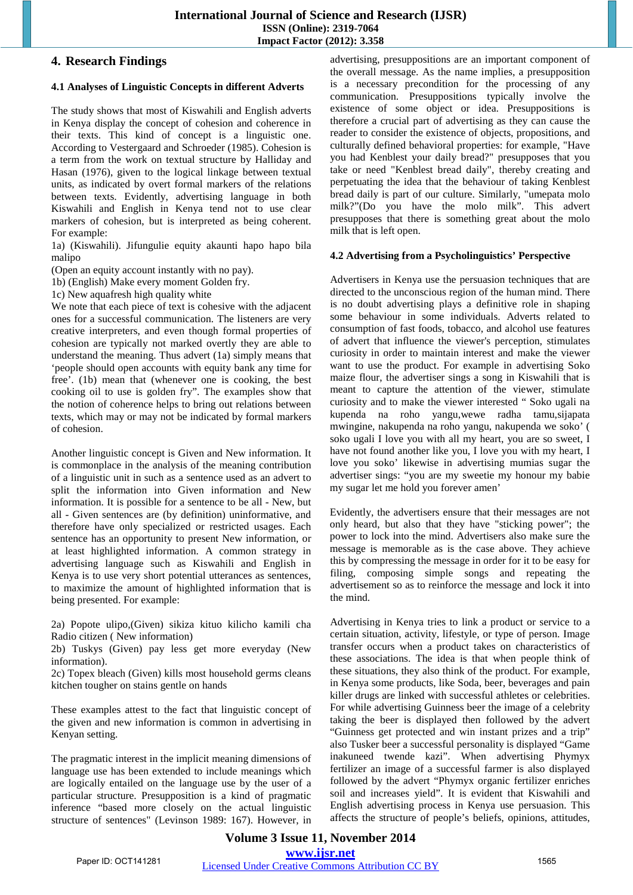## 4. Research Findings

### 4.1 Analyses of Linguistic Concepts in different Adverts

The study shows that most of Kiswahili and English adverts in Kenya display the concept of cohesion and coherence in their texts. This kind of concept is a linguistic one. According to Vestergaard and Schroeder (1985). Cohesion is a term from the work on textual structure by Halliday and Hasan (1976), given to the logical linkage between textual units, as indicated by overt formal markers of the relations between texts. Evidently, advertising language in both Kiswahili and English in Kenya tend not to use clear markers of cohesion, but is interpreted as being coherent. For example:

1a) (Kiswahili). Jifungulie equity akaunti hapo hapo bila malipo

(Open an equity account instantly with no pay).

1b) (English) Make every moment Golden fry.

1c) New aquafresh high quality white

We note that each piece of text is cohesive with the adjacent ones for a successful communication. The listeners are very creative interpreters, and even though formal properties of cohesion are typically not marked overtly they are able to understand the meaning. Thus advert (1a) simply means that 'people should open accounts with equity bank any time for free'. (1b) mean that (whenever one is cooking, the best cooking oil to use is golden fry". The examples show that the notion of coherence helps to bring out relations between texts, which may or may not be indicated by formal markers of cohesion.

Another linguistic concept is Given and New information. It is commonplace in the analysis of the meaning contribution of a linguistic unit in such as a sentence used as an advert to split the information into Given information and New information. It is possible for a sentence to be all - New, but all - Given sentences are (by definition) uninformative, and therefore have only specialized or restricted usages. Each sentence has an opportunity to present New information, or at least highlighted information. A common strategy in advertising language such as Kiswahili and English in Kenya is to use very short potential utterances as sentences, to maximize the amount of highlighted information that is being presented. For example:

2a) Popote ulipo,(Given) sikiza kituo kilicho kamili cha Radio citizen ( New information)

2b) Tuskys (Given) pay less get more everyday (New information).

2c) Topex bleach (Given) kills most household germs cleans kitchen tougher on stains gentle on hands

These examples attest to the fact that linguistic concept of the given and new information is common in advertising in Kenyan setting.

The pragmatic interest in the implicit meaning dimensions of language use has been extended to include meanings which are logically entailed on the language use by the user of a particular structure. Presupposition is a kind of pragmatic inference "based more closely on the actual linguistic structure of sentences" (Levinson 1989: 167). However, in advertising, presuppositions are an important component of the overall message. As the name implies, a presupposition is a necessary precondition for the processing of any communication. Presuppositions typically involve the existence of some object or idea. Presuppositions is therefore a crucial part of advertising as they can cause the reader to consider the existence of objects, propositions, and culturally defined behavioral properties: for example, "Have you had Kenblest your daily bread?" presupposes that you take or need "Kenblest bread daily", thereby creating and perpetuating the idea that the behaviour of taking Kenblest bread daily is part of our culture. Similarly, "umepata molo milk?"(Do you have the molo milk". This advert presupposes that there is something great about the molo milk that is left open.

### 4.2 Advertising from a Psycholinguistics' Perspective

Advertisers in Kenya use the persuasion techniques that are directed to the unconscious region of the human mind. There is no doubt advertising plays a definitive role in shaping some behaviour in some individuals. Adverts related to consumption of fast foods, tobacco, and alcohol use features of advert that influence the viewer's perception, stimulates curiosity in order to maintain interest and make the viewer want to use the product. For example in advertising Soko maize flour, the advertiser sings a song in Kiswahili that is meant to capture the attention of the viewer, stimulate curiosity and to make the viewer interested " Soko ugali na kupenda na roho yangu,wewe radha tamu,sijapata mwingine, nakupenda na roho yangu, nakupenda we soko' ( soko ugali I love you with all my heart, you are so sweet, I have not found another like you, I love you with my heart, I love you soko' likewise in advertising mumias sugar the advertiser sings: "you are my sweetie my honour my babie my sugar let me hold you forever amen'

Evidently, the advertisers ensure that their messages are not only heard, but also that they have "sticking power"; the power to lock into the mind. Advertisers also make sure the message is memorable as is the case above. They achieve this by compressing the message in order for it to be easy for filing, composing simple songs and repeating the advertisement so as to reinforce the message and lock it into the mind.

Advertising in Kenya tries to link a product or service to a certain situation, activity, lifestyle, or type of person. Image transfer occurs when a product takes on characteristics of these associations. The idea is that when people think of these situations, they also think of the product. For example, in Kenya some products, like Soda, beer, beverages and pain killer drugs are linked with successful athletes or celebrities. For while advertising Guinness beer the image of a celebrity taking the beer is displayed then followed by the advert "Guinness get protected and win instant prizes and a trip" also Tusker beer a successful personality is displayed "Game inakuneed twende kazi". When advertising Phymyx fertilizer an image of a successful farmer is also displayed followed by the advert "Phymyx organic fertilizer enriches soil and increases yield". It is evident that Kiswahili and English advertising process in Kenya use persuasion. This affects the structure of people's beliefs, opinions, attitudes,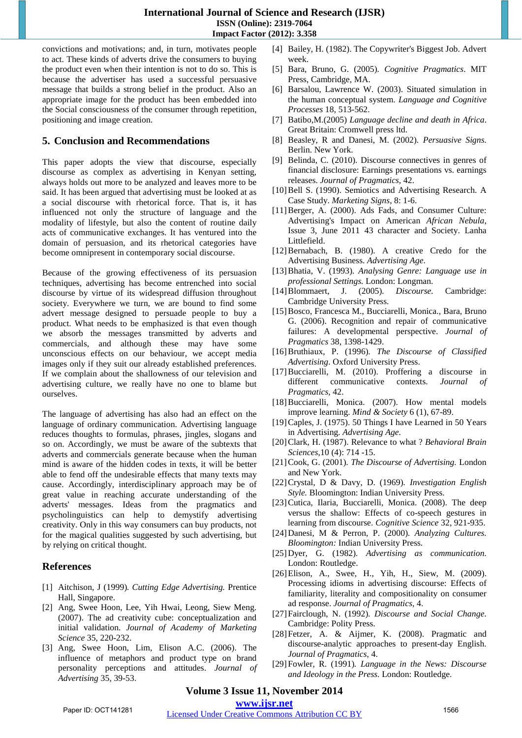convictions and motivations; and, in turn, motivates people to act. These kinds of adverts drive the consumers to buying the product even when their intention is not to do so. This is because the advertiser has used a successful persuasive message that builds a strong belief in the product. Also an appropriate image for the product has been embedded into the Social consciousness of the consumer through repetition, positioning and image creation.

## 5. Conclusion and Recommendations

This paper adopts the view that discourse, especially discourse as complex as advertising in Kenyan setting, always holds out more to be analyzed and leaves more to be said. It has been argued that advertising must be looked at as a social discourse with rhetorical force. That is, it has influenced not only the structure of language and the modality of lifestyle, but also the content of routine daily acts of communicative exchanges. It has ventured into the domain of persuasion, and its rhetorical categories have become omnipresent in contemporary social discourse.

Because of the growing effectiveness of its persuasion techniques, advertising has become entrenched into social discourse by virtue of its widespread diffusion throughout society. Everywhere we turn, we are bound to find some advert message designed to persuade people to buy a product. What needs to be emphasized is that even though we absorb the messages transmitted by adverts and commercials, and although these may have some unconscious effects on our behaviour, we accept media images only if they suit our already established preferences. If we complain about the shallowness of our television and advertising culture, we really have no one to blame but ourselves.

The language of advertising has also had an effect on the language of ordinary communication. Advertising language reduces thoughts to formulas, phrases, jingles, slogans and so on. Accordingly, we must be aware of the subtexts that adverts and commercials generate because when the human mind is aware of the hidden codes in texts, it will be better able to fend off the undesirable effects that many texts may cause. Accordingly, interdisciplinary approach may be of great value in reaching accurate understanding of the adverts' messages. Ideas from the pragmatics and psycholinguistics can help to demystify advertising creativity. Only in this way consumers can buy products, not for the magical qualities suggested by such advertising, but by relying on critical thought.

## References

[1] Aitchison, J (1999). *Cutting Edge Advertising.* Prentice Hall, Singapore.

[2] Ang, Swee Hoon, Lee, Yih Hwai, Leong, Siew Meng. (2007). The ad creativity cube: conceptualization and initial validation. *Journal of Academy of Marketing Science* 35, 220-232.

[3] Ang, Swee Hoon, Lim, Elison A.C. (2006). The influence of metaphors and product type on brand personality perceptions and attitudes. *Journal of Advertising* 35, 39-53.

[4] Bailey, H. (1982). The Copywriter's Biggest Job. Advert week.

[5] Bara, Bruno, G. (2005). *Cognitive Pragmatics*. MIT Press, Cambridge, MA.

[6] Barsalou, Lawrence W. (2003). Situated simulation in the human conceptual system. *Language and Cognitive Processes* 18, 513-562.

[7] Batibo,M.(2005) *Language decline and death in Africa*. Great Britain: Cromwell press ltd.

[8] Beasley, R and Danesi, M. (2002). *Persuasive Signs.* Berlin. New York.

[9] Belinda, C. (2010). Discourse connectives in genres of financial disclosure: Earnings presentations vs. earnings releases. *Journal of Pragmatics*, 42.

[10] Bell S. (1990). Semiotics and Advertising Research. A Case Study. *Marketing Signs*, 8: 1-6.

[11] Berger, A. (2000). Ads Fads, and Consumer Culture: Advertising's Impact on American *African Nebula*, Issue 3, June 2011 43 character and Society. Lanha Littlefield.

[12] Bernabach, B. (1980). A creative Credo for the Advertising Business. *Advertising Age*.

[13] Bhatia, V. (1993). *Analysing Genre: Language use in professional Settings.* London: Longman.

[14] Blommaert, J. (2005). *Discourse.* Cambridge: Cambridge University Press.

[15] Bosco, Francesca M., Bucciarelli, Monica., Bara, Bruno G. (2006). Recognition and repair of communicative failures: A developmental perspective. *Journal of Pragmatics* 38, 1398-1429.

[16] Bruthiaux, P. (1996). *The Discourse of Classified Advertising*. Oxford University Press.

[17] Bucciarelli, M. (2010). Proffering a discourse in different communicative contexts. *Journal of Pragmatics*, 42.

[18] Bucciarelli, Monica. (2007). How mental models improve learning. *Mind & Society* 6 (1), 67-89.

[19] Caples, J. (1975). 50 Things I have Learned in 50 Years in Advertising. *Advertising Age.*

[20] Clark, H. (1987). Relevance to what ? *Behavioral Brain Sciences*,10 (4): 714 -15.

[21] Cook, G. (2001). *The Discourse of Advertising.* London and New York.

[22] Crystal, D & Davy, D. (1969). *Investigation English Style.* Bloomington: Indian University Press.

[23] Cutica, Ilaria, Bucciarelli, Monica. (2008). The deep versus the shallow: Effects of co-speech gestures in learning from discourse. *Cognitive Science* 32, 921-935.

[24] Danesi, M & Perron, P. (2000). *Analyzing Cultures. Bloomington:* Indian University Press.

[25] Dyer, G. (1982). *Advertising as communication.* London: Routledge.

[26] Elison, A., Swee, H., Yih, H., Siew, M. (2009). Processing idioms in advertising discourse: Effects of familiarity, literality and compositionality on consumer ad response. *Journal of Pragmatics*, 4.

[27] Fairclough, N. (1992). *Discourse and Social Change.* Cambridge: Polity Press.

[28] Fetzer, A. & Aijmer, K. (2008). Pragmatic and discourse-analytic approaches to present-day English. *Journal of Pragmatics*, 4.

[29] Fowler, R. (1991). *Language in the News: Discourse and Ideology in the Press.* London: Routledge.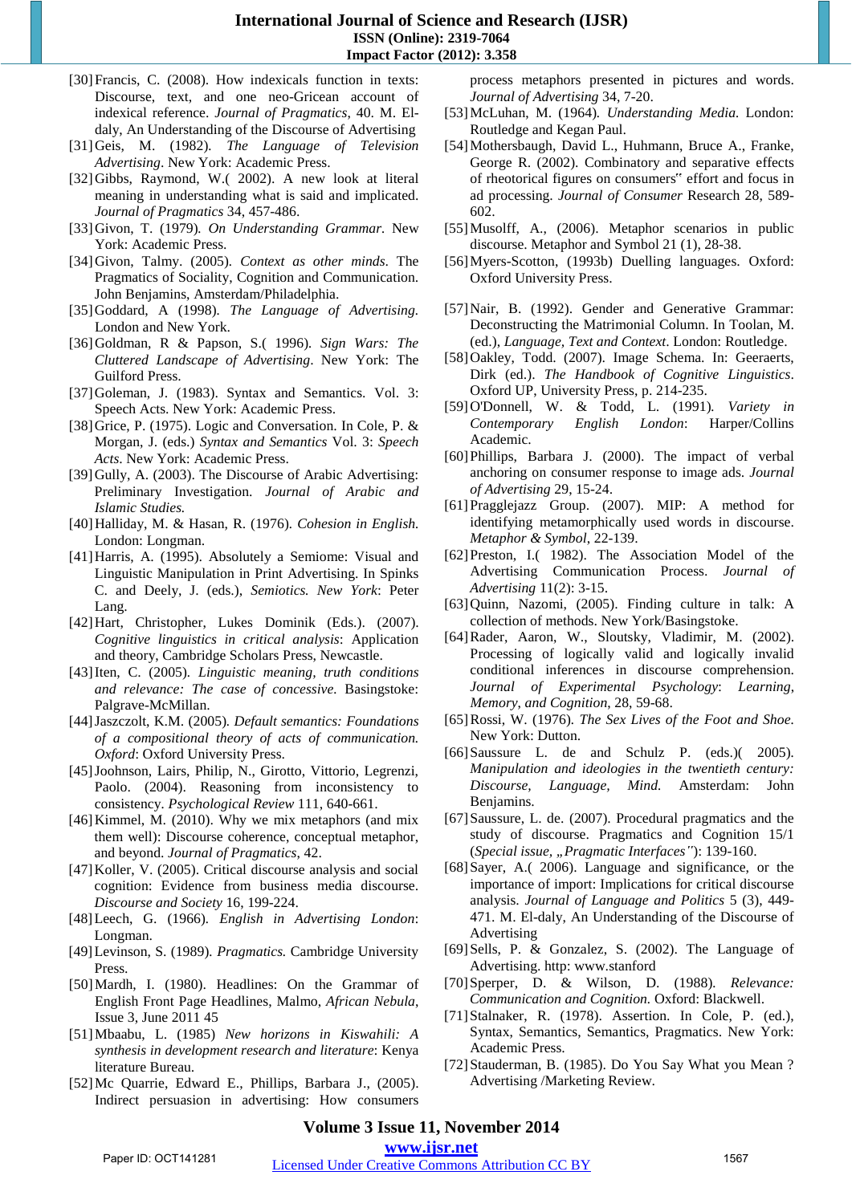[30] Francis, C. (2008). How indexicals function in texts: Discourse, text, and one neo-Gricean account of indexical reference. *Journal of Pragmatics*, 40. M. El-daly, An Understanding of the Discourse of Advertising

[31] Geis, M. (1982). *The Language of Television Advertising*. New York: Academic Press.

[32] Gibbs, Raymond, W.( 2002). A new look at literal meaning in understanding what is said and implicated. *Journal of Pragmatics* 34, 457-486.

[33] Givon, T. (1979). *On Understanding Grammar*. New York: Academic Press.

[34] Givon, Talmy. (2005). *Context as other minds*. The Pragmatics of Sociality, Cognition and Communication. John Benjamins, Amsterdam/Philadelphia.

[35] Goddard, A (1998). *The Language of Advertising*. London and New York.

[36] Goldman, R & Papson, S.( 1996). *Sign Wars: The Cluttered Landscape of Advertising*. New York: The Guilford Press.

[37] Goleman, J. (1983). Syntax and Semantics. Vol. 3: Speech Acts. New York: Academic Press.

[38] Grice, P. (1975). Logic and Conversation. In Cole, P. & Morgan, J. (eds.) *Syntax and Semantics* Vol. 3: *Speech Acts*. New York: Academic Press.

[39] Gully, A. (2003). The Discourse of Arabic Advertising: Preliminary Investigation. *Journal of Arabic and Islamic Studies.*

[40] Halliday, M. & Hasan, R. (1976). *Cohesion in English*. London: Longman.

[41] Harris, A. (1995). Absolutely a Semiome: Visual and Linguistic Manipulation in Print Advertising. In Spinks C. and Deely, J. (eds.), *Semiotics. New York*: Peter Lang.

[42] Hart, Christopher, Lukes Dominik (Eds.). (2007). *Cognitive linguistics in critical analysis*: Application and theory, Cambridge Scholars Press, Newcastle.

[43] Iten, C. (2005). *Linguistic meaning, truth conditions and relevance: The case of concessive.* Basingstoke: Palgrave-McMillan.

[44] Jaszczolt, K.M. (2005). *Default semantics: Foundations of a compositional theory of acts of communication. Oxford*: Oxford University Press.

[45] Joohnson, Lairs, Philip, N., Girotto, Vittorio, Legrenzi, Paolo. (2004). Reasoning from inconsistency to consistency. *Psychological Review* 111, 640-661.

[46] Kimmel, M. (2010). Why we mix metaphors (and mix them well): Discourse coherence, conceptual metaphor, and beyond. *Journal of Pragmatics*, 42.

[47] Koller, V. (2005). Critical discourse analysis and social cognition: Evidence from business media discourse. *Discourse and Society* 16, 199-224.

[48] Leech, G. (1966). *English in Advertising London*: Longman.

[49] Levinson, S. (1989). *Pragmatics.* Cambridge University Press.

[50] Mardh, I. (1980). Headlines: On the Grammar of English Front Page Headlines, Malmo, *African Nebula*, Issue 3, June 2011 45

[51] Mbaabu, L. (1985) *New horizons in Kiswahili: A synthesis in development research and literature*: Kenya literature Bureau.

[52] Mc Quarrie, Edward E., Phillips, Barbara J., (2005). Indirect persuasion in advertising: How consumers process metaphors presented in pictures and words. *Journal of Advertising* 34, 7-20.

[53] McLuhan, M. (1964). *Understanding Media*. London: Routledge and Kegan Paul.

[54] Mothersbaugh, David L., Huhmann, Bruce A., Franke, George R. (2002). Combinatory and separative effects of rheotorical figures on consumers" effort and focus in ad processing. *Journal of Consumer* Research 28, 589-602.

[55] Musolff, A., (2006). Metaphor scenarios in public discourse. Metaphor and Symbol 21 (1), 28-38.

[56] Myers-Scotton, (1993b) Duelling languages. Oxford: Oxford University Press.

[57] Nair, B. (1992). Gender and Generative Grammar: Deconstructing the Matrimonial Column. In Toolan, M. (ed.), *Language, Text and Context*. London: Routledge.

[58] Oakley, Todd. (2007). Image Schema. In: Geeraerts, Dirk (ed.). *The Handbook of Cognitive Linguistics*. Oxford UP, University Press, p. 214-235.

[59] O'Donnell, W. & Todd, L. (1991). *Variety in Contemporary English London*: Harper/Collins Academic.

[60] Phillips, Barbara J. (2000). The impact of verbal anchoring on consumer response to image ads. *Journal of Advertising* 29, 15-24.

[61] Pragglejazz Group. (2007). MIP: A method for identifying metaphorically used words in discourse. *Metaphor & Symbol*, 22-139.

[62] Preston, I.( 1982). The Association Model of the Advertising Communication Process. *Journal of Advertising* 11(2): 3-15.

[63] Quinn, Nazomi, (2005). Finding culture in talk: A collection of methods. New York/Basingstoke.

[64] Rader, Aaron, W., Sloutsky, Vladimir, M. (2002). Processing of logically valid and logically invalid conditional inferences in discourse comprehension. *Journal of Experimental Psychology*: *Learning, Memory, and Cognition*, 28, 59-68.

[65] Rossi, W. (1976). *The Sex Lives of the Foot and Shoe.* New York: Dutton.

[66] Saussure L. de and Schulz P. (eds.)( 2005). *Manipulation and ideologies in the twentieth century: Discourse, Language, Mind.* Amsterdam: John Benjamins.

[67] Saussure, L. de. (2007). Procedural pragmatics and the study of discourse. Pragmatics and Cognition 15/1 (*Special issue, „Pragmatic Interfaces"*): 139-160.

[68] Sayer, A.( 2006). Language and significance, or the importance of import: Implications for critical discourse analysis. *Journal of Language and Politics* 5 (3), 449-471. M. El-daly, An Understanding of the Discourse of Advertising

[69] Sells, P. & Gonzalez, S. (2002). The Language of Advertising. http: www.stanford

[70] Sperper, D. & Wilson, D. (1988). *Relevance: Communication and Cognition.* Oxford: Blackwell.

[71] Stalnaker, R. (1978). Assertion. In Cole, P. (ed.), Syntax, Semantics, Semantics, Pragmatics. New York: Academic Press.

[72] Stauderman, B. (1985). Do You Say What you Mean ? Advertising /Marketing Review.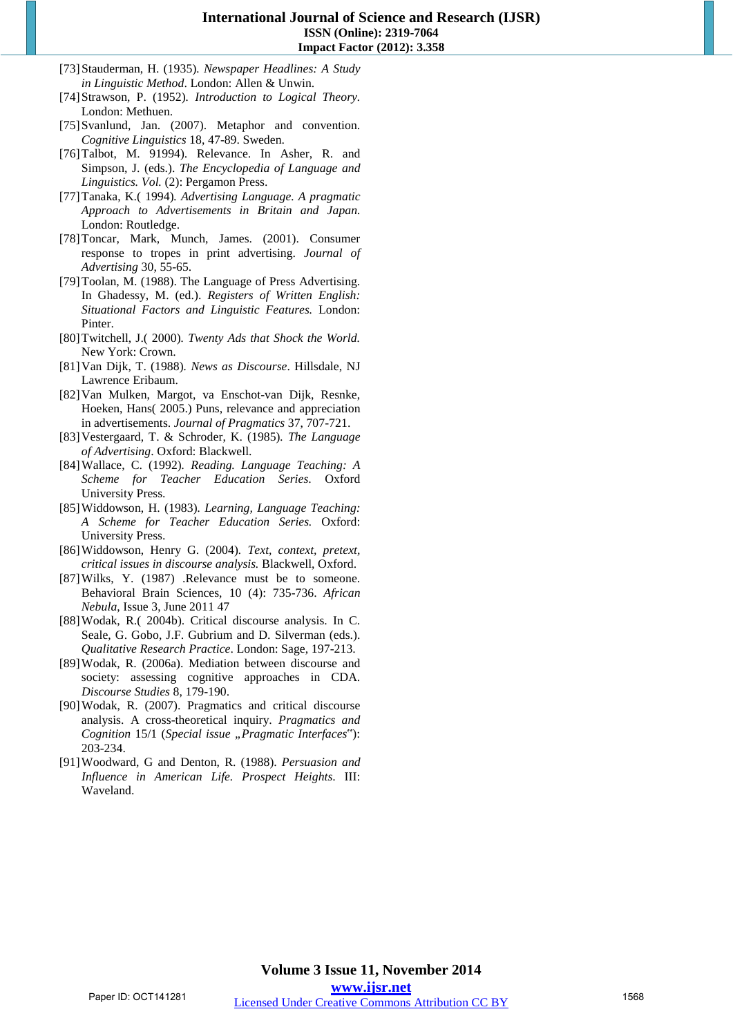[73] Stauderman, H. (1935). *Newspaper Headlines: A Study in Linguistic Method*. London: Allen & Unwin.

[74] Strawson, P. (1952). *Introduction to Logical Theory*. London: Methuen.

[75] Svanlund, Jan. (2007). Metaphor and convention. *Cognitive Linguistics* 18, 47-89. Sweden.

[76] Talbot, M. 91994). Relevance. In Asher, R. and Simpson, J. (eds.). *The Encyclopedia of Language and Linguistics. Vol.* (2): Pergamon Press.

[77] Tanaka, K.( 1994). *Advertising Language. A pragmatic Approach to Advertisements in Britain and Japan*. London: Routledge.

[78] Toncar, Mark, Munch, James. (2001). Consumer response to tropes in print advertising. *Journal of Advertising* 30, 55-65.

[79] Toolan, M. (1988). The Language of Press Advertising. In Ghadessy, M. (ed.). *Registers of Written English: Situational Factors and Linguistic Features.* London: Pinter.

[80] Twitchell, J.( 2000). *Twenty Ads that Shock the World*. New York: Crown.

[81] Van Dijk, T. (1988). *News as Discourse*. Hillsdale, NJ Lawrence Eribaum.

[82] Van Mulken, Margot, va Enschot-van Dijk, Resnke, Hoeken, Hans( 2005.) Puns, relevance and appreciation in advertisements. *Journal of Pragmatics* 37, 707-721.

[83] Vestergaard, T. & Schroder, K. (1985). *The Language of Advertising*. Oxford: Blackwell.

[84] Wallace, C. (1992). *Reading. Language Teaching: A Scheme for Teacher Education Series.* Oxford University Press.

[85] Widdowson, H. (1983). *Learning, Language Teaching: A Scheme for Teacher Education Series.* Oxford: University Press.

[86] Widdowson, Henry G. (2004). *Text, context, pretext, critical issues in discourse analysis.* Blackwell, Oxford.

[87] Wilks, Y. (1987) .Relevance must be to someone. Behavioral Brain Sciences, 10 (4): 735-736. *African Nebula*, Issue 3, June 2011 47

[88] Wodak, R.( 2004b). Critical discourse analysis. In C. Seale, G. Gobo, J.F. Gubrium and D. Silverman (eds.). *Qualitative Research Practice*. London: Sage, 197-213.

[89] Wodak, R. (2006a). Mediation between discourse and society: assessing cognitive approaches in CDA. *Discourse Studies* 8, 179-190.

[90] Wodak, R. (2007). Pragmatics and critical discourse analysis. A cross-theoretical inquiry. *Pragmatics and Cognition* 15/1 (*Special issue „Pragmatic Interfaces*"): 203-234.

[91] Woodward, G and Denton, R. (1988). *Persuasion and Influence in American Life. Prospect Heights.* III: Waveland.